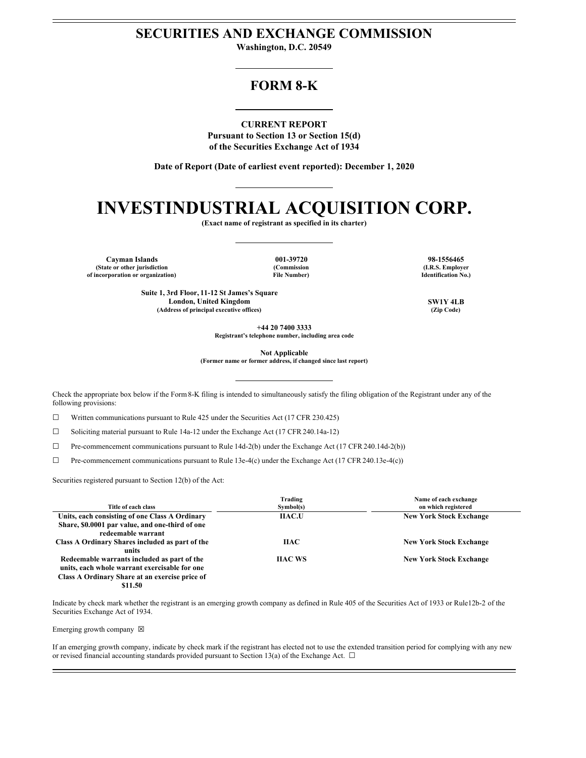# SECURITIES AND EXCHANGE COMMISSION

**Washington, D.C. 20549**

# FORM 8-K

**CURRENT REPORT**
**Pursuant to Section 13 or Section 15(d)**
**of the Securities Exchange Act of 1934**

**Date of Report (Date of earliest event reported): December 1, 2020**

# INVESTINDUSTRIAL ACQUISITION CORP.

**(Exact name of registrant as specified in its charter)**

| Cayman Islands | 001-39720 | 98-1556465 |
|---|---|---|
| (State or other jurisdiction of incorporation or organization) | (Commission File Number) | (I.R.S. Employer Identification No.) |

| Suite 1, 3rd Floor, 11-12 St James's Square London, United Kingdom | SW1Y 4LB |
|---|---|
| (Address of principal executive offices) | (Zip Code) |

**+44 20 7400 3333**
**Registrant's telephone number, including area code**

**Not Applicable**
**(Former name or former address, if changed since last report)**

Check the appropriate box below if the Form 8-K filing is intended to simultaneously satisfy the filing obligation of the Registrant under any of the following provisions:

☐ Written communications pursuant to Rule 425 under the Securities Act (17 CFR 230.425)

☐ Soliciting material pursuant to Rule 14a-12 under the Exchange Act (17 CFR 240.14a-12)

☐ Pre-commencement communications pursuant to Rule 14d-2(b) under the Exchange Act (17 CFR 240.14d-2(b))

☐ Pre-commencement communications pursuant to Rule 13e-4(c) under the Exchange Act (17 CFR 240.13e-4(c))

Securities registered pursuant to Section 12(b) of the Act:

| Title of each class | Trading Symbol(s) | Name of each exchange on which registered |
|---|---|---|
| **Units, each consisting of one Class A Ordinary Share, $0.0001 par value, and one-third of one redeemable warrant** | **IIAC.U** | **New York Stock Exchange** |
| **Class A Ordinary Shares included as part of the units** | **IIAC** | **New York Stock Exchange** |
| **Redeemable warrants included as part of the units, each whole warrant exercisable for one Class A Ordinary Share at an exercise price of $11.50** | **IIAC WS** | **New York Stock Exchange** |

Indicate by check mark whether the registrant is an emerging growth company as defined in Rule 405 of the Securities Act of 1933 or Rule12b-2 of the Securities Exchange Act of 1934.

Emerging growth company ☒

If an emerging growth company, indicate by check mark if the registrant has elected not to use the extended transition period for complying with any new or revised financial accounting standards provided pursuant to Section 13(a) of the Exchange Act. ☐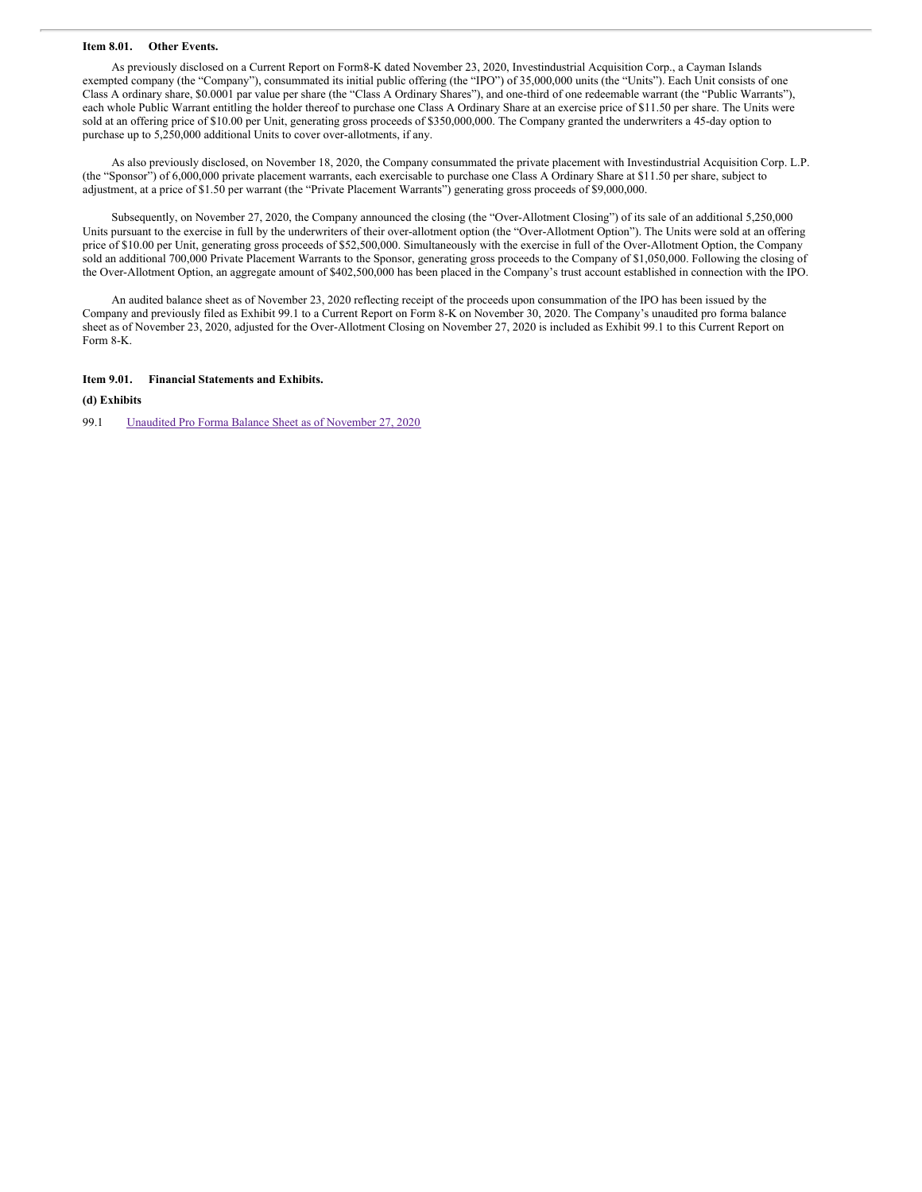**Item 8.01. Other Events.**

As previously disclosed on a Current Report on Form8-K dated November 23, 2020, Investindustrial Acquisition Corp., a Cayman Islands exempted company (the "Company"), consummated its initial public offering (the "IPO") of 35,000,000 units (the "Units"). Each Unit consists of one Class A ordinary share, $0.0001 par value per share (the "Class A Ordinary Shares"), and one-third of one redeemable warrant (the "Public Warrants"), each whole Public Warrant entitling the holder thereof to purchase one Class A Ordinary Share at an exercise price of $11.50 per share. The Units were sold at an offering price of $10.00 per Unit, generating gross proceeds of $350,000,000. The Company granted the underwriters a 45-day option to purchase up to 5,250,000 additional Units to cover over-allotments, if any.

As also previously disclosed, on November 18, 2020, the Company consummated the private placement with Investindustrial Acquisition Corp. L.P. (the "Sponsor") of 6,000,000 private placement warrants, each exercisable to purchase one Class A Ordinary Share at $11.50 per share, subject to adjustment, at a price of $1.50 per warrant (the "Private Placement Warrants") generating gross proceeds of $9,000,000.

Subsequently, on November 27, 2020, the Company announced the closing (the "Over-Allotment Closing") of its sale of an additional 5,250,000 Units pursuant to the exercise in full by the underwriters of their over-allotment option (the "Over-Allotment Option"). The Units were sold at an offering price of $10.00 per Unit, generating gross proceeds of $52,500,000. Simultaneously with the exercise in full of the Over-Allotment Option, the Company sold an additional 700,000 Private Placement Warrants to the Sponsor, generating gross proceeds to the Company of $1,050,000. Following the closing of the Over-Allotment Option, an aggregate amount of $402,500,000 has been placed in the Company's trust account established in connection with the IPO.

An audited balance sheet as of November 23, 2020 reflecting receipt of the proceeds upon consummation of the IPO has been issued by the Company and previously filed as Exhibit 99.1 to a Current Report on Form 8-K on November 30, 2020. The Company's unaudited pro forma balance sheet as of November 23, 2020, adjusted for the Over-Allotment Closing on November 27, 2020 is included as Exhibit 99.1 to this Current Report on Form 8-K.

**Item 9.01. Financial Statements and Exhibits.**

**(d) Exhibits**

99.1 Unaudited Pro Forma Balance Sheet as of November 27, 2020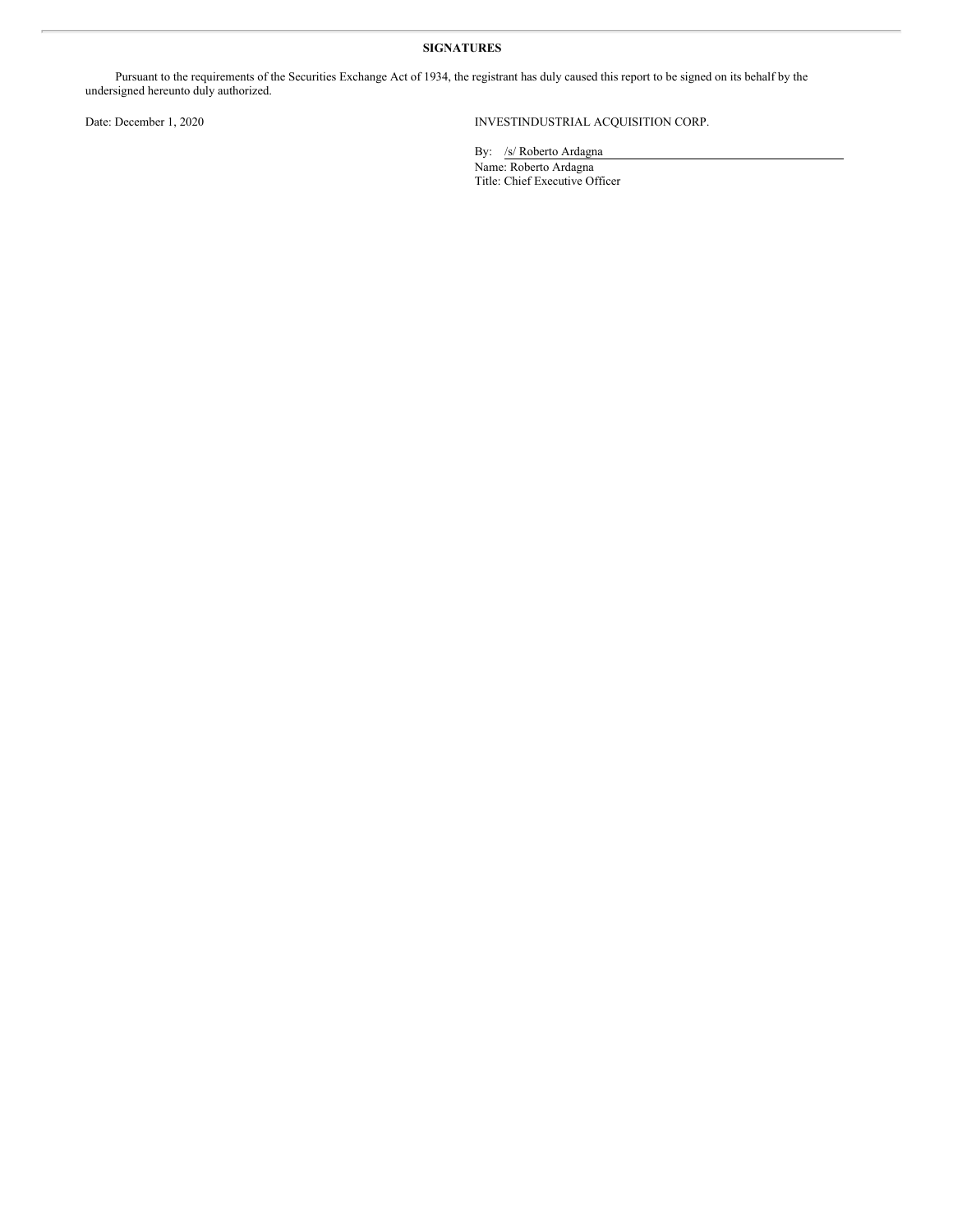**SIGNATURES**

Pursuant to the requirements of the Securities Exchange Act of 1934, the registrant has duly caused this report to be signed on its behalf by the undersigned hereunto duly authorized.

Date: December 1, 2020

INVESTINDUSTRIAL ACQUISITION CORP.

By: /s/ Roberto Ardagna
Name: Roberto Ardagna
Title: Chief Executive Officer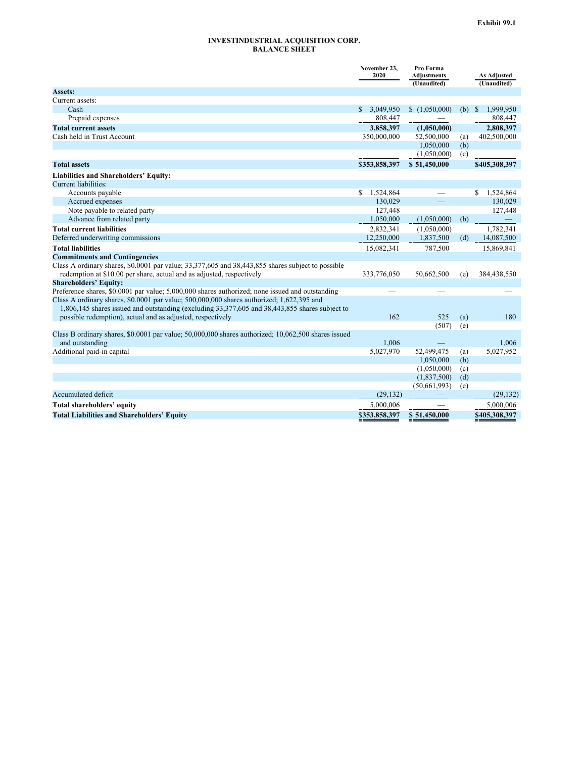Exhibit 99.1

# INVESTINDUSTRIAL ACQUISITION CORP.
## BALANCE SHEET

| | November 23, 2020 | Pro Forma Adjustments (Unaudited) | | As Adjusted (Unaudited) |
|---|---|---|---|---|
| **Assets:** | | | | |
| Current assets: | | | | |
| Cash | $ 3,049,950 | $ (1,050,000) | (b) | $ 1,999,950 |
| Prepaid expenses | 808,447 | — | | 808,447 |
| **Total current assets** | **3,858,397** | **(1,050,000)** | | **2,808,397** |
| Cash held in Trust Account | 350,000,000 | 52,500,000 | (a) | 402,500,000 |
| | | 1,050,000 | (b) | |
| | | (1,050,000) | (c) | |
| **Total assets** | **$353,858,397** | **$ 51,450,000** | | **$405,308,397** |
| **Liabilities and Shareholders' Equity:** | | | | |
| Current liabilities: | | | | |
| Accounts payable | $ 1,524,864 | — | | $ 1,524,864 |
| Accrued expenses | 130,029 | — | | 130,029 |
| Note payable to related party | 127,448 | — | | 127,448 |
| Advance from related party | 1,050,000 | (1,050,000) | (b) | — |
| **Total current liabilities** | 2,832,341 | (1,050,000) | | 1,782,341 |
| Deferred underwriting commissions | 12,250,000 | 1,837,500 | (d) | 14,087,500 |
| **Total liabilities** | 15,082,341 | 787,500 | | 15,869,841 |
| **Commitments and Contingencies** | | | | |
| Class A ordinary shares, $0.0001 par value; 33,377,605 and 38,443,855 shares subject to possible redemption at $10.00 per share, actual and as adjusted, respectively | 333,776,050 | 50,662,500 | (e) | 384,438,550 |
| **Shareholders' Equity:** | | | | |
| Preference shares, $0.0001 par value; 5,000,000 shares authorized; none issued and outstanding | — | — | | — |
| Class A ordinary shares, $0.0001 par value; 500,000,000 shares authorized; 1,622,395 and 1,806,145 shares issued and outstanding (excluding 33,377,605 and 38,443,855 shares subject to possible redemption), actual and as adjusted, respectively | 162 | 525 | (a) | 180 |
| | | (507) | (e) | |
| Class B ordinary shares, $0.0001 par value; 50,000,000 shares authorized; 10,062,500 shares issued and outstanding | 1,006 | — | | 1,006 |
| Additional paid-in capital | 5,027,970 | 52,499,475 | (a) | 5,027,952 |
| | | 1,050,000 | (b) | |
| | | (1,050,000) | (c) | |
| | | (1,837,500) | (d) | |
| | | (50,661,993) | (e) | |
| Accumulated deficit | (29,132) | — | | (29,132) |
| **Total shareholders' equity** | 5,000,006 | — | | 5,000,006 |
| **Total Liabilities and Shareholders' Equity** | **$353,858,397** | **$ 51,450,000** | | **$405,308,397** |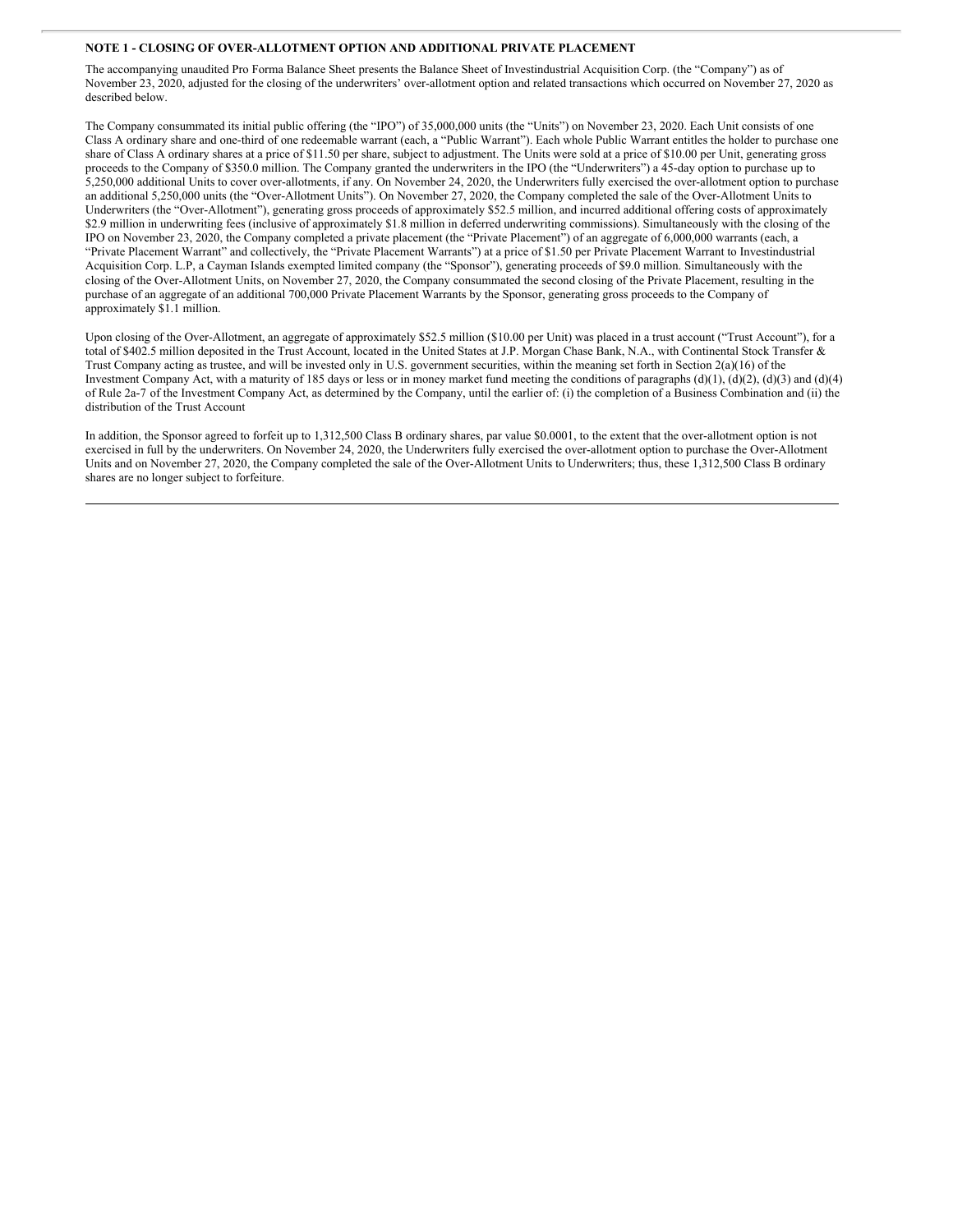**NOTE 1 - CLOSING OF OVER-ALLOTMENT OPTION AND ADDITIONAL PRIVATE PLACEMENT**

The accompanying unaudited Pro Forma Balance Sheet presents the Balance Sheet of Investindustrial Acquisition Corp. (the "Company") as of November 23, 2020, adjusted for the closing of the underwriters' over-allotment option and related transactions which occurred on November 27, 2020 as described below.

The Company consummated its initial public offering (the "IPO") of 35,000,000 units (the "Units") on November 23, 2020. Each Unit consists of one Class A ordinary share and one-third of one redeemable warrant (each, a "Public Warrant"). Each whole Public Warrant entitles the holder to purchase one share of Class A ordinary shares at a price of $11.50 per share, subject to adjustment. The Units were sold at a price of $10.00 per Unit, generating gross proceeds to the Company of $350.0 million. The Company granted the underwriters in the IPO (the "Underwriters") a 45-day option to purchase up to 5,250,000 additional Units to cover over-allotments, if any. On November 24, 2020, the Underwriters fully exercised the over-allotment option to purchase an additional 5,250,000 units (the "Over-Allotment Units"). On November 27, 2020, the Company completed the sale of the Over-Allotment Units to Underwriters (the "Over-Allotment"), generating gross proceeds of approximately $52.5 million, and incurred additional offering costs of approximately $2.9 million in underwriting fees (inclusive of approximately $1.8 million in deferred underwriting commissions). Simultaneously with the closing of the IPO on November 23, 2020, the Company completed a private placement (the "Private Placement") of an aggregate of 6,000,000 warrants (each, a "Private Placement Warrant" and collectively, the "Private Placement Warrants") at a price of $1.50 per Private Placement Warrant to Investindustrial Acquisition Corp. L.P, a Cayman Islands exempted limited company (the "Sponsor"), generating proceeds of $9.0 million. Simultaneously with the closing of the Over-Allotment Units, on November 27, 2020, the Company consummated the second closing of the Private Placement, resulting in the purchase of an aggregate of an additional 700,000 Private Placement Warrants by the Sponsor, generating gross proceeds to the Company of approximately $1.1 million.

Upon closing of the Over-Allotment, an aggregate of approximately $52.5 million ($10.00 per Unit) was placed in a trust account ("Trust Account"), for a total of $402.5 million deposited in the Trust Account, located in the United States at J.P. Morgan Chase Bank, N.A., with Continental Stock Transfer & Trust Company acting as trustee, and will be invested only in U.S. government securities, within the meaning set forth in Section 2(a)(16) of the Investment Company Act, with a maturity of 185 days or less or in money market fund meeting the conditions of paragraphs (d)(1), (d)(2), (d)(3) and (d)(4) of Rule 2a-7 of the Investment Company Act, as determined by the Company, until the earlier of: (i) the completion of a Business Combination and (ii) the distribution of the Trust Account

In addition, the Sponsor agreed to forfeit up to 1,312,500 Class B ordinary shares, par value $0.0001, to the extent that the over-allotment option is not exercised in full by the underwriters. On November 24, 2020, the Underwriters fully exercised the over-allotment option to purchase the Over-Allotment Units and on November 27, 2020, the Company completed the sale of the Over-Allotment Units to Underwriters; thus, these 1,312,500 Class B ordinary shares are no longer subject to forfeiture.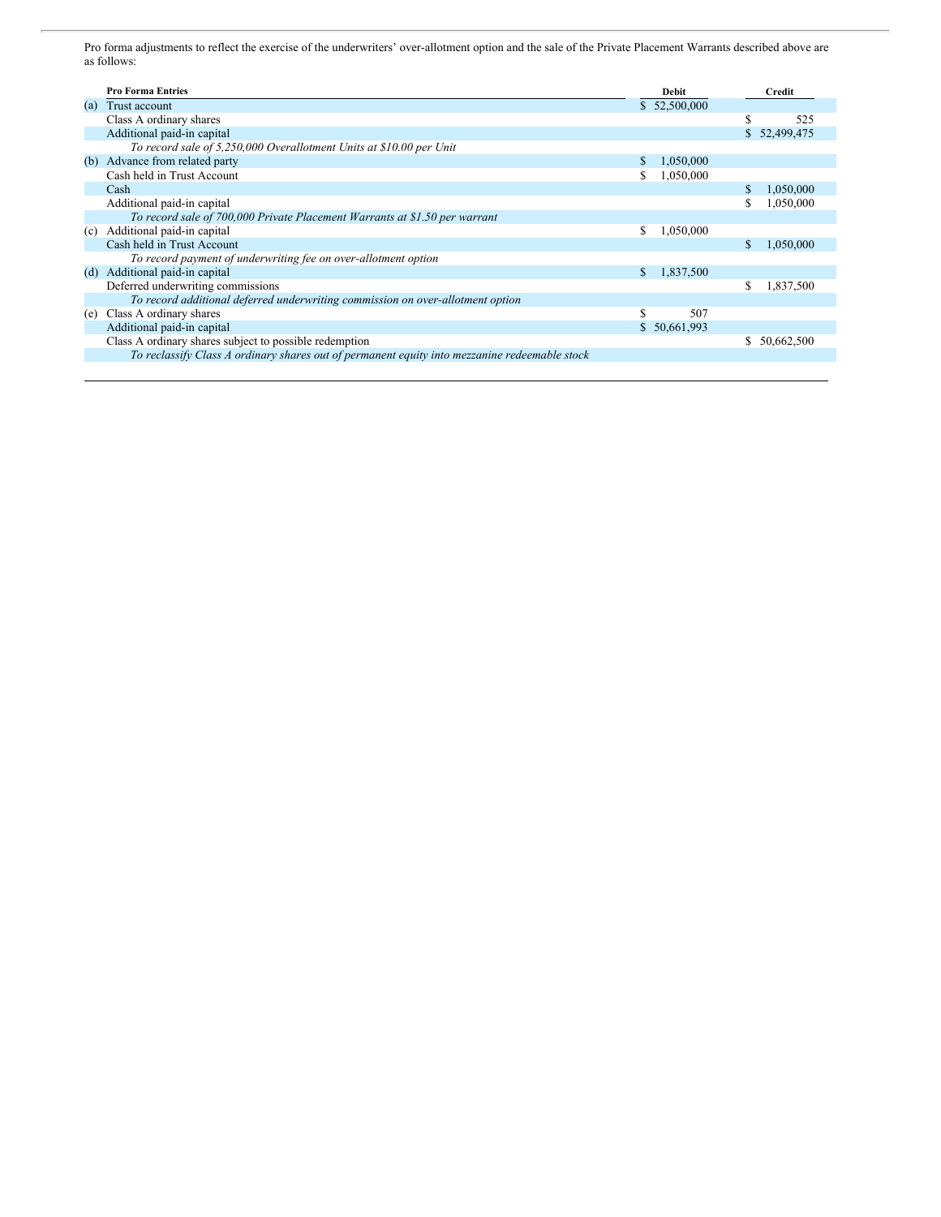Pro forma adjustments to reflect the exercise of the underwriters' over-allotment option and the sale of the Private Placement Warrants described above are as follows:

| | **Pro Forma Entries** | **Debit** | **Credit** |
|---|---|---|---|
| (a) | Trust account | $ 52,500,000 | |
| | Class A ordinary shares | | $ 525 |
| | Additional paid-in capital | | $ 52,499,475 |
| | *To record sale of 5,250,000 Overallotment Units at $10.00 per Unit* | | |
| (b) | Advance from related party | $ 1,050,000 | |
| | Cash held in Trust Account | $ 1,050,000 | |
| | Cash | | $ 1,050,000 |
| | Additional paid-in capital | | $ 1,050,000 |
| | *To record sale of 700,000 Private Placement Warrants at $1.50 per warrant* | | |
| (c) | Additional paid-in capital | $ 1,050,000 | |
| | Cash held in Trust Account | | $ 1,050,000 |
| | *To record payment of underwriting fee on over-allotment option* | | |
| (d) | Additional paid-in capital | $ 1,837,500 | |
| | Deferred underwriting commissions | | $ 1,837,500 |
| | *To record additional deferred underwriting commission on over-allotment option* | | |
| (e) | Class A ordinary shares | $ 507 | |
| | Additional paid-in capital | $ 50,661,993 | |
| | Class A ordinary shares subject to possible redemption | | $ 50,662,500 |
| | *To reclassify Class A ordinary shares out of permanent equity into mezzanine redeemable stock* | | |